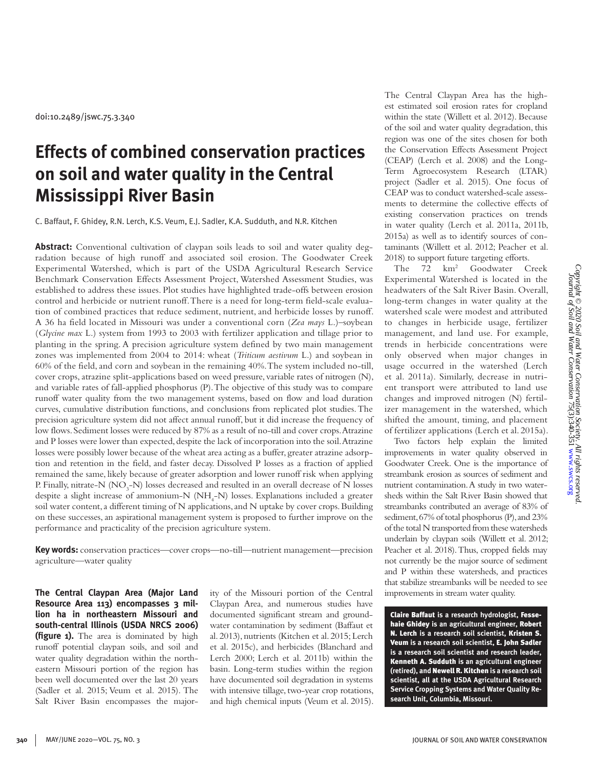doi:10.2489/jswc.75.3.340

# Effects of combined conservation practices on soil and water quality in the Central Mississippi River Basin

C. Baffaut, F. Ghidey, R.N. Lerch, K.S. Veum, E.J. Sadler, K.A. Sudduth, and N.R. Kitchen

**Abstract:** Conventional cultivation of claypan soils leads to soil and water quality degradation because of high runoff and associated soil erosion. The Goodwater Creek Experimental Watershed, which is part of the USDA Agricultural Research Service Benchmark Conservation Effects Assessment Project, Watershed Assessment Studies, was established to address these issues. Plot studies have highlighted trade-offs between erosion control and herbicide or nutrient runoff. There is a need for long-term field-scale evaluation of combined practices that reduce sediment, nutrient, and herbicide losses by runoff. A 36 ha field located in Missouri was under a conventional corn (*Zea mays* L.)–soybean (*Glycine max* L.) system from 1993 to 2003 with fertilizer application and tillage prior to planting in the spring. A precision agriculture system defined by two main management zones was implemented from 2004 to 2014: wheat (*Triticum aestivum* L.) and soybean in 60% of the field, and corn and soybean in the remaining 40%. The system included no-till, cover crops, atrazine split-applications based on weed pressure, variable rates of nitrogen (N), and variable rates of fall-applied phosphorus (P). The objective of this study was to compare runoff water quality from the two management systems, based on flow and load duration curves, cumulative distribution functions, and conclusions from replicated plot studies. The precision agriculture system did not affect annual runoff, but it did increase the frequency of low flows. Sediment losses were reduced by 87% as a result of no-till and cover crops. Atrazine and P losses were lower than expected, despite the lack of incorporation into the soil. Atrazine losses were possibly lower because of the wheat area acting as a buffer, greater atrazine adsorption and retention in the field, and faster decay. Dissolved P losses as a fraction of applied remained the same, likely because of greater adsorption and lower runoff risk when applying P. Finally, nitrate-N ($NO_3$-N) losses decreased and resulted in an overall decrease of N losses despite a slight increase of ammonium-N ($NH_4$-N) losses. Explanations included a greater soil water content, a different timing of N applications, and N uptake by cover crops. Building on these successes, an aspirational management system is proposed to further improve on the performance and practicality of the precision agriculture system.

**Key words:** conservation practices—cover crops—no-till—nutrient management—precision agriculture—water quality

**The Central Claypan Area (Major Land Resource Area 113) encompasses 3 million ha in northeastern Missouri and south-central Illinois (USDA NRCS 2006) (figure 1).** The area is dominated by high runoff potential claypan soils, and soil and water quality degradation within the northeastern Missouri portion of the region has been well documented over the last 20 years (Sadler et al. 2015; Veum et al. 2015). The Salt River Basin encompasses the majority of the Missouri portion of the Central Claypan Area, and numerous studies have documented significant stream and groundwater contamination by sediment (Baffaut et al. 2013), nutrients (Kitchen et al. 2015; Lerch et al. 2015c), and herbicides (Blanchard and Lerch 2000; Lerch et al. 2011b) within the basin. Long-term studies within the region have documented soil degradation in systems with intensive tillage, two-year crop rotations, and high chemical inputs (Veum et al. 2015). The Central Claypan Area has the highest estimated soil erosion rates for cropland within the state (Willett et al. 2012). Because of the soil and water quality degradation, this region was one of the sites chosen for both the Conservation Effects Assessment Project (CEAP) (Lerch et al. 2008) and the Long-Term Agroecosystem Research (LTAR) project (Sadler et al. 2015). One focus of CEAP was to conduct watershed-scale assessments to determine the collective effects of existing conservation practices on trends in water quality (Lerch et al. 2011a, 2011b, 2015a) as well as to identify sources of contaminants (Willett et al. 2012; Peacher et al. 2018) to support future targeting efforts.

The 72 $km^2$ Goodwater Creek Experimental Watershed is located in the headwaters of the Salt River Basin. Overall, long-term changes in water quality at the watershed scale were modest and attributed to changes in herbicide usage, fertilizer management, and land use. For example, trends in herbicide concentrations were only observed when major changes in usage occurred in the watershed (Lerch et al. 2011a). Similarly, decrease in nutrient transport were attributed to land use changes and improved nitrogen (N) fertilizer management in the watershed, which shifted the amount, timing, and placement of fertilizer applications (Lerch et al. 2015a).

Two factors help explain the limited improvements in water quality observed in Goodwater Creek. One is the importance of streambank erosion as sources of sediment and nutrient contamination. A study in two watersheds within the Salt River Basin showed that streambanks contributed an average of 83% of sediment, 67% of total phosphorus (P), and 23% of the total N transported from these watersheds underlain by claypan soils (Willett et al. 2012; Peacher et al. 2018). Thus, cropped fields may not currently be the major source of sediment and P within these watersheds, and practices that stabilize streambanks will be needed to see improvements in stream water quality.

**Claire Baffaut** is a research hydrologist, **Fessehaie Ghidey** is an agricultural engineer, **Robert N. Lerch** is a research soil scientist, **Kristen S. Veum** is a research soil scientist, **E. John Sadler** is a research soil scientist and research leader, **Kenneth A. Sudduth** is an agricultural engineer (retired), and **Newell R. Kitchen** is a research soil scientist, all at the USDA Agricultural Research Service Cropping Systems and Water Quality Research Unit, Columbia, Missouri.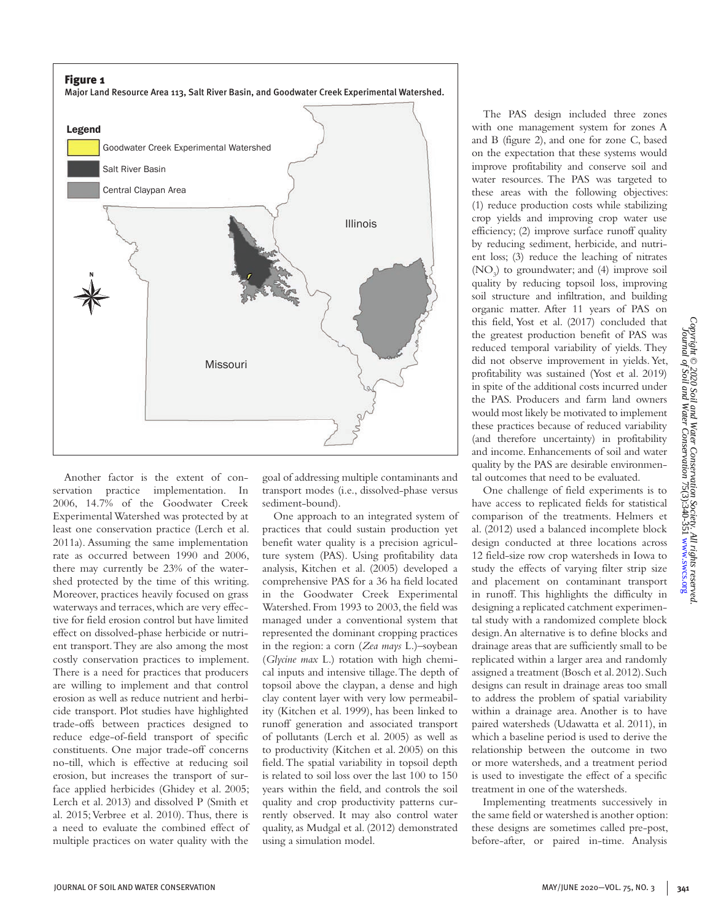**Figure 1**

Major Land Resource Area 113, Salt River Basin, and Goodwater Creek Experimental Watershed.

Another factor is the extent of conservation practice implementation. In 2006, 14.7% of the Goodwater Creek Experimental Watershed was protected by at least one conservation practice (Lerch et al. 2011a). Assuming the same implementation rate as occurred between 1990 and 2006, there may currently be 23% of the watershed protected by the time of this writing. Moreover, practices heavily focused on grass waterways and terraces, which are very effective for field erosion control but have limited effect on dissolved-phase herbicide or nutrient transport. They are also among the most costly conservation practices to implement. There is a need for practices that producers are willing to implement and that control erosion as well as reduce nutrient and herbicide transport. Plot studies have highlighted trade-offs between practices designed to reduce edge-of-field transport of specific constituents. One major trade-off concerns no-till, which is effective at reducing soil erosion, but increases the transport of surface applied herbicides (Ghidey et al. 2005; Lerch et al. 2013) and dissolved P (Smith et al. 2015; Verbree et al. 2010). Thus, there is a need to evaluate the combined effect of multiple practices on water quality with the goal of addressing multiple contaminants and transport modes (i.e., dissolved-phase versus sediment-bound).

One approach to an integrated system of practices that could sustain production yet benefit water quality is a precision agriculture system (PAS). Using profitability data analysis, Kitchen et al. (2005) developed a comprehensive PAS for a 36 ha field located in the Goodwater Creek Experimental Watershed. From 1993 to 2003, the field was managed under a conventional system that represented the dominant cropping practices in the region: a corn (*Zea mays* L.)–soybean (*Glycine max* L.) rotation with high chemical inputs and intensive tillage. The depth of topsoil above the claypan, a dense and high clay content layer with very low permeability (Kitchen et al. 1999), has been linked to runoff generation and associated transport of pollutants (Lerch et al. 2005) as well as to productivity (Kitchen et al. 2005) on this field. The spatial variability in topsoil depth is related to soil loss over the last 100 to 150 years within the field, and controls the soil quality and crop productivity patterns currently observed. It may also control water quality, as Mudgal et al. (2012) demonstrated using a simulation model.

The PAS design included three zones with one management system for zones A and B (figure 2), and one for zone C, based on the expectation that these systems would improve profitability and conserve soil and water resources. The PAS was targeted to these areas with the following objectives: (1) reduce production costs while stabilizing crop yields and improving crop water use efficiency; (2) improve surface runoff quality by reducing sediment, herbicide, and nutrient loss; (3) reduce the leaching of nitrates ($NO_3$) to groundwater; and (4) improve soil quality by reducing topsoil loss, improving soil structure and infiltration, and building organic matter. After 11 years of PAS on this field, Yost et al. (2017) concluded that the greatest production benefit of PAS was reduced temporal variability of yields. They did not observe improvement in yields. Yet, profitability was sustained (Yost et al. 2019) in spite of the additional costs incurred under the PAS. Producers and farm land owners would most likely be motivated to implement these practices because of reduced variability (and therefore uncertainty) in profitability and income. Enhancements of soil and water quality by the PAS are desirable environmental outcomes that need to be evaluated.

One challenge of field experiments is to have access to replicated fields for statistical comparison of the treatments. Helmers et al. (2012) used a balanced incomplete block design conducted at three locations across 12 field-size row crop watersheds in Iowa to study the effects of varying filter strip size and placement on contaminant transport in runoff. This highlights the difficulty in designing a replicated catchment experimental study with a randomized complete block design. An alternative is to define blocks and drainage areas that are sufficiently small to be replicated within a larger area and randomly assigned a treatment (Bosch et al. 2012). Such designs can result in drainage areas too small to address the problem of spatial variability within a drainage area. Another is to have paired watersheds (Udawatta et al. 2011), in which a baseline period is used to derive the relationship between the outcome in two or more watersheds, and a treatment period is used to investigate the effect of a specific treatment in one of the watersheds.

Implementing treatments successively in the same field or watershed is another option: these designs are sometimes called pre-post, before-after, or paired in-time. Analysis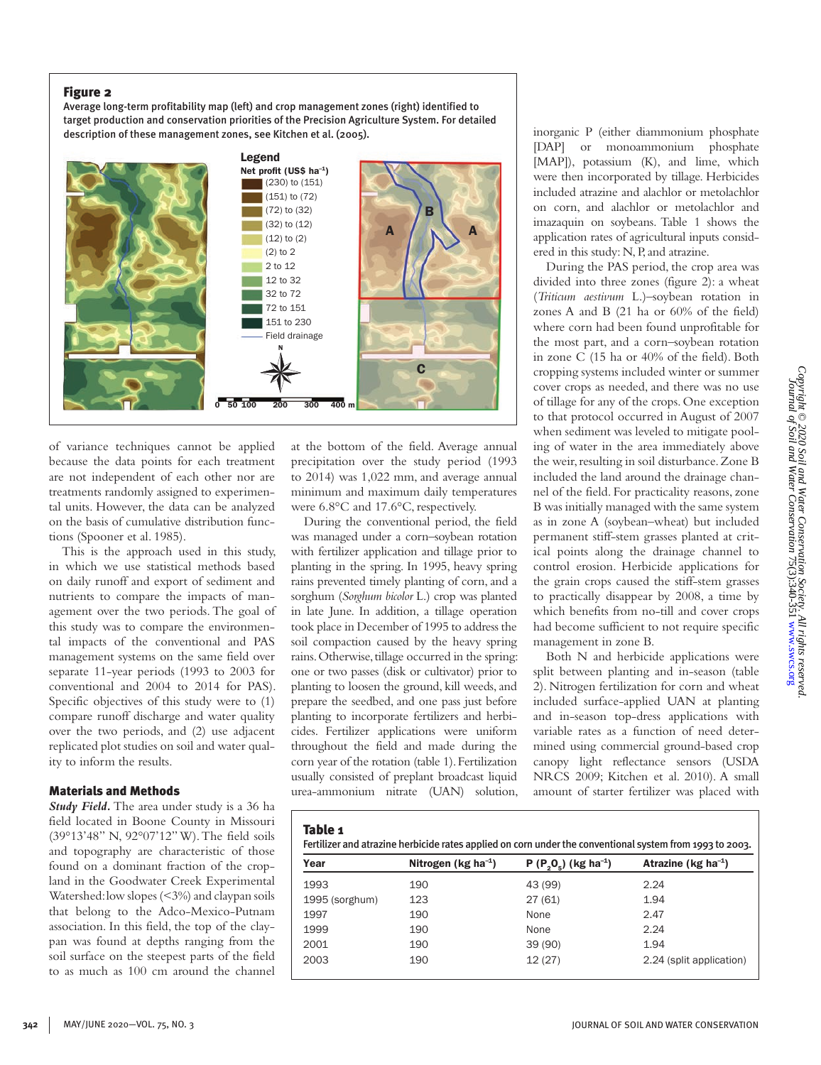**Figure 2**

Average long-term profitability map (left) and crop management zones (right) identified to target production and conservation priorities of the Precision Agriculture System. For detailed description of these management zones, see Kitchen et al. (2005).

of variance techniques cannot be applied because the data points for each treatment are not independent of each other nor are treatments randomly assigned to experimental units. However, the data can be analyzed on the basis of cumulative distribution functions (Spooner et al. 1985).

This is the approach used in this study, in which we use statistical methods based on daily runoff and export of sediment and nutrients to compare the impacts of management over the two periods. The goal of this study was to compare the environmental impacts of the conventional and PAS management systems on the same field over separate 11-year periods (1993 to 2003 for conventional and 2004 to 2014 for PAS). Specific objectives of this study were to (1) compare runoff discharge and water quality over the two periods, and (2) use adjacent replicated plot studies on soil and water quality to inform the results.

## Materials and Methods

***Study Field.*** The area under study is a 36 ha field located in Boone County in Missouri (39°13'48" N, 92°07'12" W). The field soils and topography are characteristic of those found on a dominant fraction of the cropland in the Goodwater Creek Experimental Watershed: low slopes (<3%) and claypan soils that belong to the Adco-Mexico-Putnam association. In this field, the top of the claypan was found at depths ranging from the soil surface on the steepest parts of the field to as much as 100 cm around the channel at the bottom of the field. Average annual precipitation over the study period (1993 to 2014) was 1,022 mm, and average annual minimum and maximum daily temperatures were 6.8°C and 17.6°C, respectively.

During the conventional period, the field was managed under a corn–soybean rotation with fertilizer application and tillage prior to planting in the spring. In 1995, heavy spring rains prevented timely planting of corn, and a sorghum (*Sorghum bicolor* L.) crop was planted in late June. In addition, a tillage operation took place in December of 1995 to address the soil compaction caused by the heavy spring rains. Otherwise, tillage occurred in the spring: one or two passes (disk or cultivator) prior to planting to loosen the ground, kill weeds, and prepare the seedbed, and one pass just before planting to incorporate fertilizers and herbicides. Fertilizer applications were uniform throughout the field and made during the corn year of the rotation (table 1). Fertilization usually consisted of preplant broadcast liquid urea-ammonium nitrate (UAN) solution, inorganic P (either diammonium phosphate [DAP] or monoammonium phosphate [MAP]), potassium (K), and lime, which were then incorporated by tillage. Herbicides included atrazine and alachlor or metolachlor on corn, and alachlor or metolachlor and imazaquin on soybeans. Table 1 shows the application rates of agricultural inputs considered in this study: N, P, and atrazine.

During the PAS period, the crop area was divided into three zones (figure 2): a wheat (*Triticum aestivum* L.)–soybean rotation in zones A and B (21 ha or 60% of the field) where corn had been found unprofitable for the most part, and a corn–soybean rotation in zone C (15 ha or 40% of the field). Both cropping systems included winter or summer cover crops as needed, and there was no use of tillage for any of the crops. One exception to that protocol occurred in August of 2007 when sediment was leveled to mitigate pooling of water in the area immediately above the weir, resulting in soil disturbance. Zone B included the land around the drainage channel of the field. For practicality reasons, zone B was initially managed with the same system as in zone A (soybean–wheat) but included permanent stiff-stem grasses planted at critical points along the drainage channel to control erosion. Herbicide applications for the grain crops caused the stiff-stem grasses to practically disappear by 2008, a time by which benefits from no-till and cover crops had become sufficient to not require specific management in zone B.

Both N and herbicide applications were split between planting and in-season (table 2). Nitrogen fertilization for corn and wheat included surface-applied UAN at planting and in-season top-dress applications with variable rates as a function of need determined using commercial ground-based crop canopy light reflectance sensors (USDA NRCS 2009; Kitchen et al. 2010). A small amount of starter fertilizer was placed with

**Table 1**

Fertilizer and atrazine herbicide rates applied on corn under the conventional system from 1993 to 2003.

| Year | Nitrogen (kg ha$^{-1}$) | P ($P_2O_5$) (kg ha$^{-1}$) | Atrazine (kg ha$^{-1}$) |
|---|---|---|---|
| 1993 | 190 | 43 (99) | 2.24 |
| 1995 (sorghum) | 123 | 27 (61) | 1.94 |
| 1997 | 190 | None | 2.47 |
| 1999 | 190 | None | 2.24 |
| 2001 | 190 | 39 (90) | 1.94 |
| 2003 | 190 | 12 (27) | 2.24 (split application) |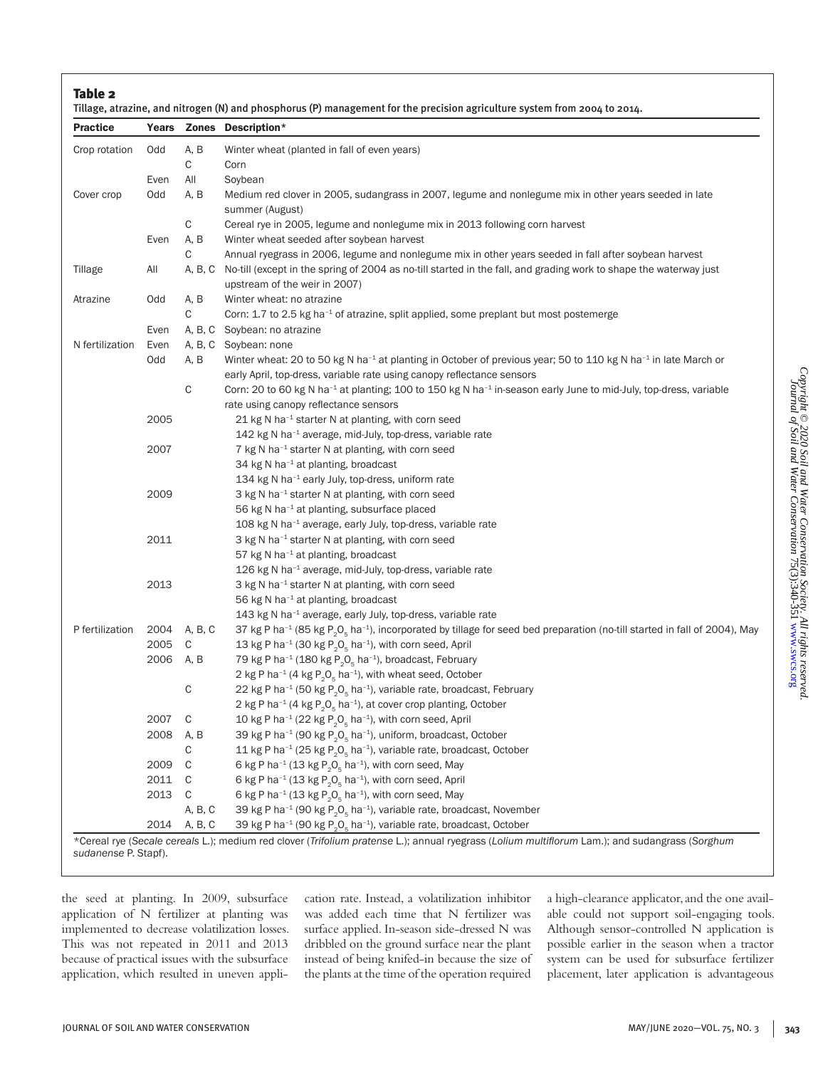**Table 2**

Tillage, atrazine, and nitrogen (N) and phosphorus (P) management for the precision agriculture system from 2004 to 2014.

| Practice | Years | Zones | Description* |
|---|---|---|---|
| Crop rotation | Odd | A, B | Winter wheat (planted in fall of even years) |
| | | C | Corn |
| | Even | All | Soybean |
| Cover crop | Odd | A, B | Medium red clover in 2005, sudangrass in 2007, legume and nonlegume mix in other years seeded in late summer (August) |
| | | C | Cereal rye in 2005, legume and nonlegume mix in 2013 following corn harvest |
| | Even | A, B | Winter wheat seeded after soybean harvest |
| | | C | Annual ryegrass in 2006, legume and nonlegume mix in other years seeded in fall after soybean harvest |
| Tillage | All | A, B, C | No-till (except in the spring of 2004 as no-till started in the fall, and grading work to shape the waterway just upstream of the weir in 2007) |
| Atrazine | Odd | A, B | Winter wheat: no atrazine |
| | | C | Corn: 1.7 to 2.5 kg ha$^{-1}$ of atrazine, split applied, some preplant but most postemerge |
| | Even | A, B, C | Soybean: no atrazine |
| N fertilization | Even | A, B, C | Soybean: none |
| | Odd | A, B | Winter wheat: 20 to 50 kg N ha$^{-1}$ at planting in October of previous year; 50 to 110 kg N ha$^{-1}$ in late March or early April, top-dress, variable rate using canopy reflectance sensors |
| | | C | Corn: 20 to 60 kg N ha$^{-1}$ at planting; 100 to 150 kg N ha$^{-1}$ in-season early June to mid-July, top-dress, variable rate using canopy reflectance sensors |
| | 2005 | | 21 kg N ha$^{-1}$ starter N at planting, with corn seed |
| | | | 142 kg N ha$^{-1}$ average, mid-July, top-dress, variable rate |
| | 2007 | | 7 kg N ha$^{-1}$ starter N at planting, with corn seed |
| | | | 34 kg N ha$^{-1}$ at planting, broadcast |
| | | | 134 kg N ha$^{-1}$ early July, top-dress, uniform rate |
| | 2009 | | 3 kg N ha$^{-1}$ starter N at planting, with corn seed |
| | | | 56 kg N ha$^{-1}$ at planting, subsurface placed |
| | | | 108 kg N ha$^{-1}$ average, early July, top-dress, variable rate |
| | 2011 | | 3 kg N ha$^{-1}$ starter N at planting, with corn seed |
| | | | 57 kg N ha$^{-1}$ at planting, broadcast |
| | | | 126 kg N ha$^{-1}$ average, mid-July, top-dress, variable rate |
| | 2013 | | 3 kg N ha$^{-1}$ starter N at planting, with corn seed |
| | | | 56 kg N ha$^{-1}$ at planting, broadcast |
| | | | 143 kg N ha$^{-1}$ average, early July, top-dress, variable rate |
| P fertilization | 2004 | A, B, C | 37 kg P ha$^{-1}$ (85 kg $P_2O_5$ ha$^{-1}$), incorporated by tillage for seed bed preparation (no-till started in fall of 2004), May |
| | 2005 | C | 13 kg P ha$^{-1}$ (30 kg $P_2O_5$ ha$^{-1}$), with corn seed, April |
| | 2006 | A, B | 79 kg P ha$^{-1}$ (180 kg $P_2O_5$ ha$^{-1}$), broadcast, February |
| | | | 2 kg P ha$^{-1}$ (4 kg $P_2O_5$ ha$^{-1}$), with wheat seed, October |
| | | C | 22 kg P ha$^{-1}$ (50 kg $P_2O_5$ ha$^{-1}$), variable rate, broadcast, February |
| | | | 2 kg P ha$^{-1}$ (4 kg $P_2O_5$ ha$^{-1}$), at cover crop planting, October |
| | 2007 | C | 10 kg P ha$^{-1}$ (22 kg $P_2O_5$ ha$^{-1}$), with corn seed, April |
| | 2008 | A, B | 39 kg P ha$^{-1}$ (90 kg $P_2O_5$ ha$^{-1}$), uniform, broadcast, October |
| | | C | 11 kg P ha$^{-1}$ (25 kg $P_2O_5$ ha$^{-1}$), variable rate, broadcast, October |
| | 2009 | C | 6 kg P ha$^{-1}$ (13 kg $P_2O_5$ ha$^{-1}$), with corn seed, May |
| | 2011 | C | 6 kg P ha$^{-1}$ (13 kg $P_2O_5$ ha$^{-1}$), with corn seed, April |
| | 2013 | C | 6 kg P ha$^{-1}$ (13 kg $P_2O_5$ ha$^{-1}$), with corn seed, May |
| | | A, B, C | 39 kg P ha$^{-1}$ (90 kg $P_2O_5$ ha$^{-1}$), variable rate, broadcast, November |
| | 2014 | A, B, C | 39 kg P ha$^{-1}$ (90 kg $P_2O_5$ ha$^{-1}$), variable rate, broadcast, October |

*Cereal rye (*Secale cereals* L.); medium red clover (*Trifolium pratense* L.); annual ryegrass (*Lolium multiflorum* Lam.); and sudangrass (*Sorghum sudanense* P. Stapf).

the seed at planting. In 2009, subsurface application of N fertilizer at planting was implemented to decrease volatilization losses. This was not repeated in 2011 and 2013 because of practical issues with the subsurface application, which resulted in uneven application rate. Instead, a volatilization inhibitor was added each time that N fertilizer was surface applied. In-season side-dressed N was dribbled on the ground surface near the plant instead of being knifed-in because the size of the plants at the time of the operation required a high-clearance applicator, and the one available could not support soil-engaging tools. Although sensor-controlled N application is possible earlier in the season when a tractor system can be used for subsurface fertilizer placement, later application is advantageous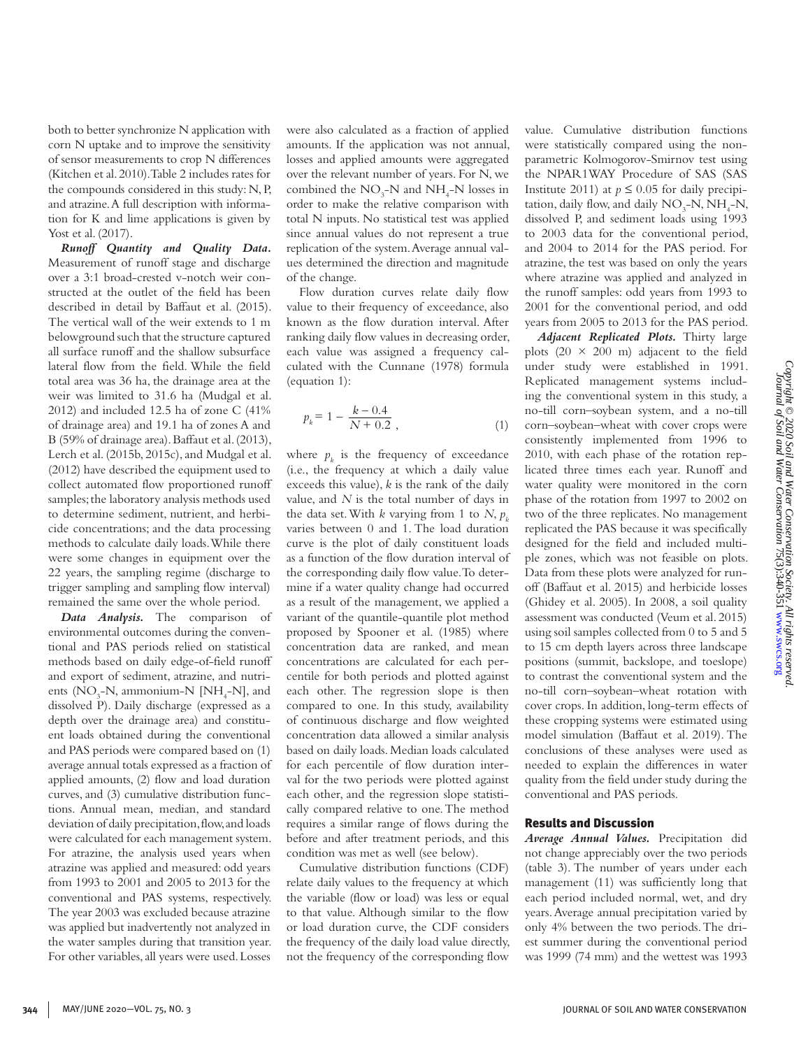both to better synchronize N application with corn N uptake and to improve the sensitivity of sensor measurements to crop N differences (Kitchen et al. 2010). Table 2 includes rates for the compounds considered in this study: N, P, and atrazine. A full description with information for K and lime applications is given by Yost et al. (2017).

***Runoff Quantity and Quality Data.*** Measurement of runoff stage and discharge over a 3:1 broad-crested v-notch weir constructed at the outlet of the field has been described in detail by Baffaut et al. (2015). The vertical wall of the weir extends to 1 m belowground such that the structure captured all surface runoff and the shallow subsurface lateral flow from the field. While the field total area was 36 ha, the drainage area at the weir was limited to 31.6 ha (Mudgal et al. 2012) and included 12.5 ha of zone C (41% of drainage area) and 19.1 ha of zones A and B (59% of drainage area). Baffaut et al. (2013), Lerch et al. (2015b, 2015c), and Mudgal et al. (2012) have described the equipment used to collect automated flow proportioned runoff samples; the laboratory analysis methods used to determine sediment, nutrient, and herbicide concentrations; and the data processing methods to calculate daily loads. While there were some changes in equipment over the 22 years, the sampling regime (discharge to trigger sampling and sampling flow interval) remained the same over the whole period.

***Data Analysis.*** The comparison of environmental outcomes during the conventional and PAS periods relied on statistical methods based on daily edge-of-field runoff and export of sediment, atrazine, and nutrients ($NO_3$-N, ammonium-N [$NH_4$-N], and dissolved P). Daily discharge (expressed as a depth over the drainage area) and constituent loads obtained during the conventional and PAS periods were compared based on (1) average annual totals expressed as a fraction of applied amounts, (2) flow and load duration curves, and (3) cumulative distribution functions. Annual mean, median, and standard deviation of daily precipitation, flow, and loads were calculated for each management system. For atrazine, the analysis used years when atrazine was applied and measured: odd years from 1993 to 2001 and 2005 to 2013 for the conventional and PAS systems, respectively. The year 2003 was excluded because atrazine was applied but inadvertently not analyzed in the water samples during that transition year. For other variables, all years were used. Losses were also calculated as a fraction of applied amounts. If the application was not annual, losses and applied amounts were aggregated over the relevant number of years. For N, we combined the $NO_3$-N and $NH_4$-N losses in order to make the relative comparison with total N inputs. No statistical test was applied since annual values do not represent a true replication of the system. Average annual values determined the direction and magnitude of the change.

Flow duration curves relate daily flow value to their frequency of exceedance, also known as the flow duration interval. After ranking daily flow values in decreasing order, each value was assigned a frequency calculated with the Cunnane (1978) formula (equation 1):

$$p_k = 1 - \frac{k - 0.4}{N + 0.2}, \tag{1}$$

where $p_k$ is the frequency of exceedance (i.e., the frequency at which a daily value exceeds this value), $k$ is the rank of the daily value, and $N$ is the total number of days in the data set. With $k$ varying from 1 to $N$, $p_k$ varies between 0 and 1. The load duration curve is the plot of daily constituent loads as a function of the flow duration interval of the corresponding daily flow value. To determine if a water quality change had occurred as a result of the management, we applied a variant of the quantile-quantile plot method proposed by Spooner et al. (1985) where concentration data are ranked, and mean concentrations are calculated for each percentile for both periods and plotted against each other. The regression slope is then compared to one. In this study, availability of continuous discharge and flow weighted concentration data allowed a similar analysis based on daily loads. Median loads calculated for each percentile of flow duration interval for the two periods were plotted against each other, and the regression slope statistically compared relative to one. The method requires a similar range of flows during the before and after treatment periods, and this condition was met as well (see below).

Cumulative distribution functions (CDF) relate daily values to the frequency at which the variable (flow or load) was less or equal to that value. Although similar to the flow or load duration curve, the CDF considers the frequency of the daily load value directly, not the frequency of the corresponding flow value. Cumulative distribution functions were statistically compared using the nonparametric Kolmogorov-Smirnov test using the NPAR1WAY Procedure of SAS (SAS Institute 2011) at $p \leq 0.05$ for daily precipitation, daily flow, and daily $NO_3$-N, $NH_4$-N, dissolved P, and sediment loads using 1993 to 2003 data for the conventional period, and 2004 to 2014 for the PAS period. For atrazine, the test was based on only the years where atrazine was applied and analyzed in the runoff samples: odd years from 1993 to 2001 for the conventional period, and odd years from 2005 to 2013 for the PAS period.

***Adjacent Replicated Plots.*** Thirty large plots (20 × 200 m) adjacent to the field under study were established in 1991. Replicated management systems including the conventional system in this study, a no-till corn–soybean system, and a no-till corn–soybean–wheat with cover crops were consistently implemented from 1996 to 2010, with each phase of the rotation replicated three times each year. Runoff and water quality were monitored in the corn phase of the rotation from 1997 to 2002 on two of the three replicates. No management replicated the PAS because it was specifically designed for the field and included multiple zones, which was not feasible on plots. Data from these plots were analyzed for runoff (Baffaut et al. 2015) and herbicide losses (Ghidey et al. 2005). In 2008, a soil quality assessment was conducted (Veum et al. 2015) using soil samples collected from 0 to 5 and 5 to 15 cm depth layers across three landscape positions (summit, backslope, and toeslope) to contrast the conventional system and the no-till corn–soybean–wheat rotation with cover crops. In addition, long-term effects of these cropping systems were estimated using model simulation (Baffaut et al. 2019). The conclusions of these analyses were used as needed to explain the differences in water quality from the field under study during the conventional and PAS periods.

## Results and Discussion

***Average Annual Values.*** Precipitation did not change appreciably over the two periods (table 3). The number of years under each management (11) was sufficiently long that each period included normal, wet, and dry years. Average annual precipitation varied by only 4% between the two periods. The driest summer during the conventional period was 1999 (74 mm) and the wettest was 1993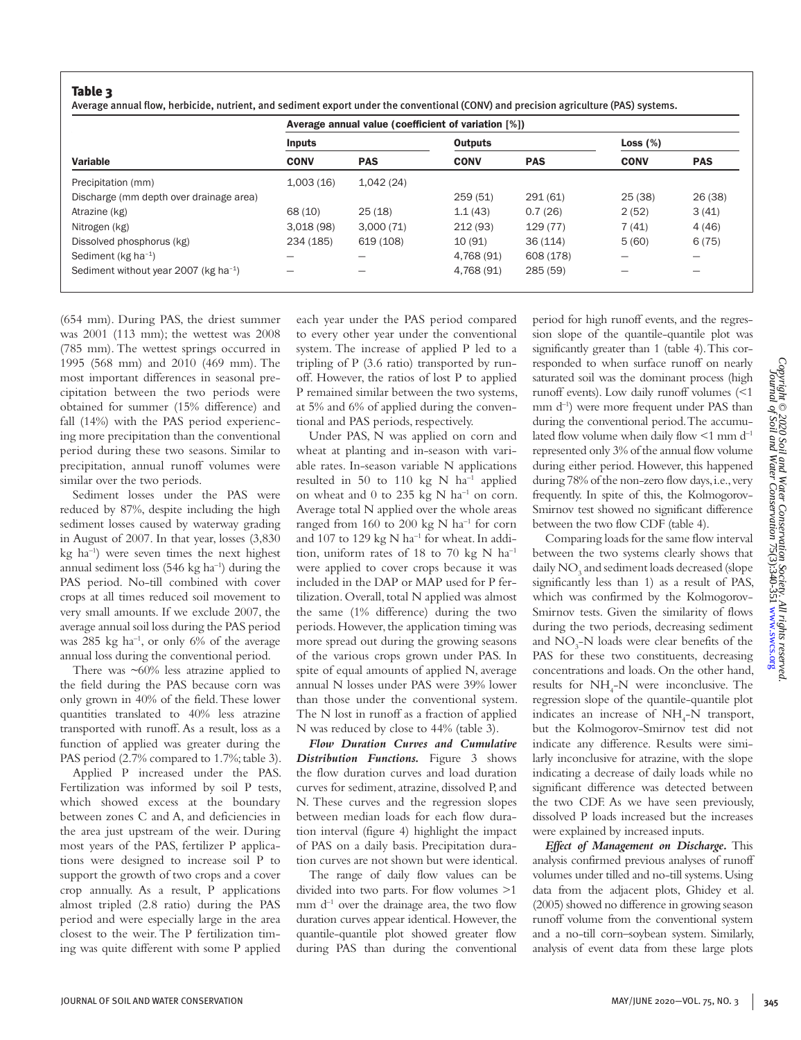**Table 3**

Average annual flow, herbicide, nutrient, and sediment export under the conventional (CONV) and precision agriculture (PAS) systems.

| | Average annual value (coefficient of variation [%]) | | | | | |
|---|---|---|---|---|---|---|
| | Inputs | | Outputs | | Loss (%) | |
| Variable | CONV | PAS | CONV | PAS | CONV | PAS |
| Precipitation (mm) | 1,003 (16) | 1,042 (24) | | | | |
| Discharge (mm depth over drainage area) | | | 259 (51) | 291 (61) | 25 (38) | 26 (38) |
| Atrazine (kg) | 68 (10) | 25 (18) | 1.1 (43) | 0.7 (26) | 2 (52) | 3 (41) |
| Nitrogen (kg) | 3,018 (98) | 3,000 (71) | 212 (93) | 129 (77) | 7 (41) | 4 (46) |
| Dissolved phosphorus (kg) | 234 (185) | 619 (108) | 10 (91) | 36 (114) | 5 (60) | 6 (75) |
| Sediment (kg ha$^{-1}$) | — | — | 4,768 (91) | 608 (178) | — | — |
| Sediment without year 2007 (kg ha$^{-1}$) | — | — | 4,768 (91) | 285 (59) | — | — |

(654 mm). During PAS, the driest summer was 2001 (113 mm); the wettest was 2008 (785 mm). The wettest springs occurred in 1995 (568 mm) and 2010 (469 mm). The most important differences in seasonal precipitation between the two periods were obtained for summer (15% difference) and fall (14%) with the PAS period experiencing more precipitation than the conventional period during these two seasons. Similar to precipitation, annual runoff volumes were similar over the two periods.

Sediment losses under the PAS were reduced by 87%, despite including the high sediment losses caused by waterway grading in August of 2007. In that year, losses (3,830 kg ha$^{-1}$) were seven times the next highest annual sediment loss (546 kg ha$^{-1}$) during the PAS period. No-till combined with cover crops at all times reduced soil movement to very small amounts. If we exclude 2007, the average annual soil loss during the PAS period was 285 kg ha$^{-1}$, or only 6% of the average annual loss during the conventional period.

There was ~60% less atrazine applied to the field during the PAS because corn was only grown in 40% of the field. These lower quantities translated to 40% less atrazine transported with runoff. As a result, loss as a function of applied was greater during the PAS period (2.7% compared to 1.7%; table 3).

Applied P increased under the PAS. Fertilization was informed by soil P tests, which showed excess at the boundary between zones C and A, and deficiencies in the area just upstream of the weir. During most years of the PAS, fertilizer P applications were designed to increase soil P to support the growth of two crops and a cover crop annually. As a result, P applications almost tripled (2.8 ratio) during the PAS period and were especially large in the area closest to the weir. The P fertilization timing was quite different with some P applied each year under the PAS period compared to every other year under the conventional system. The increase of applied P led to a tripling of P (3.6 ratio) transported by runoff. However, the ratios of lost P to applied P remained similar between the two systems, at 5% and 6% of applied during the conventional and PAS periods, respectively.

Under PAS, N was applied on corn and wheat at planting and in-season with variable rates. In-season variable N applications resulted in 50 to 110 kg N ha$^{-1}$ applied on wheat and 0 to 235 kg N ha$^{-1}$ on corn. Average total N applied over the whole areas ranged from 160 to 200 kg N ha$^{-1}$ for corn and 107 to 129 kg N ha$^{-1}$ for wheat. In addition, uniform rates of 18 to 70 kg N ha$^{-1}$ were applied to cover crops because it was included in the DAP or MAP used for P fertilization. Overall, total N applied was almost the same (1% difference) during the two periods. However, the application timing was more spread out during the growing seasons of the various crops grown under PAS. In spite of equal amounts of applied N, average annual N losses under PAS were 39% lower than those under the conventional system. The N lost in runoff as a fraction of applied N was reduced by close to 44% (table 3).

***Flow Duration Curves and Cumulative Distribution Functions.*** Figure 3 shows the flow duration curves and load duration curves for sediment, atrazine, dissolved P, and N. These curves and the regression slopes between median loads for each flow duration interval (figure 4) highlight the impact of PAS on a daily basis. Precipitation duration curves are not shown but were identical.

The range of daily flow values can be divided into two parts. For flow volumes >1 mm d$^{-1}$ over the drainage area, the two flow duration curves appear identical. However, the quantile-quantile plot showed greater flow during PAS than during the conventional period for high runoff events, and the regression slope of the quantile-quantile plot was significantly greater than 1 (table 4). This corresponded to when surface runoff on nearly saturated soil was the dominant process (high runoff events). Low daily runoff volumes (<1 mm d$^{-1}$) were more frequent under PAS than during the conventional period. The accumulated flow volume when daily flow <1 mm d$^{-1}$ represented only 3% of the annual flow volume during either period. However, this happened during 78% of the non-zero flow days, i.e., very frequently. In spite of this, the Kolmogorov-Smirnov test showed no significant difference between the two flow CDF (table 4).

Comparing loads for the same flow interval between the two systems clearly shows that daily $NO_3$ and sediment loads decreased (slope significantly less than 1) as a result of PAS, which was confirmed by the Kolmogorov-Smirnov tests. Given the similarity of flows during the two periods, decreasing sediment and $NO_3$-N loads were clear benefits of the PAS for these two constituents, decreasing concentrations and loads. On the other hand, results for $NH_4$-N were inconclusive. The regression slope of the quantile-quantile plot indicates an increase of $NH_4$-N transport, but the Kolmogorov-Smirnov test did not indicate any difference. Results were similarly inconclusive for atrazine, with the slope indicating a decrease of daily loads while no significant difference was detected between the two CDF. As we have seen previously, dissolved P loads increased but the increases were explained by increased inputs.

***Effect of Management on Discharge.*** This analysis confirmed previous analyses of runoff volumes under tilled and no-till systems. Using data from the adjacent plots, Ghidey et al. (2005) showed no difference in growing season runoff volume from the conventional system and a no-till corn–soybean system. Similarly, analysis of event data from these large plots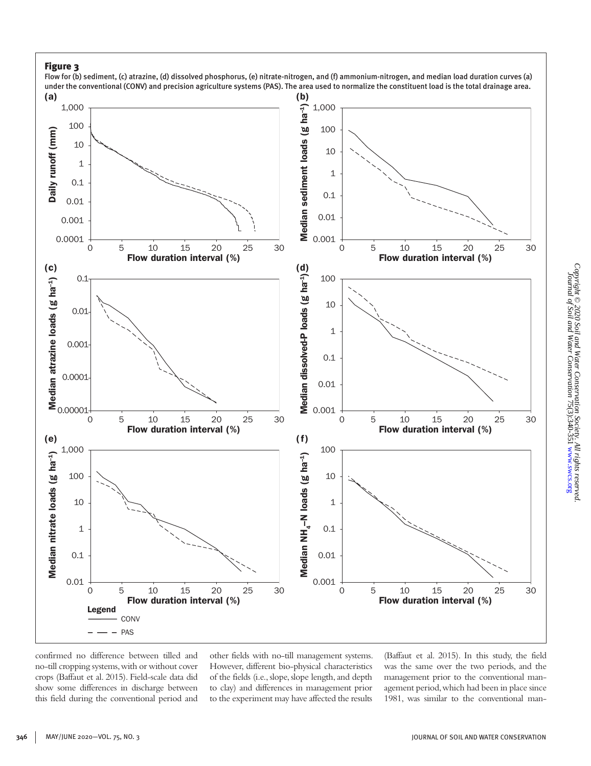**Figure 3**

Flow for (b) sediment, (c) atrazine, (d) dissolved phosphorus, (e) nitrate-nitrogen, and (f) ammonium-nitrogen, and median load duration curves (a) under the conventional (CONV) and precision agriculture systems (PAS). The area used to normalize the constituent load is the total drainage area.

confirmed no difference between tilled and no-till cropping systems, with or without cover crops (Baffaut et al. 2015). Field-scale data did show some differences in discharge between this field during the conventional period and other fields with no-till management systems. However, different bio-physical characteristics of the fields (i.e., slope, slope length, and depth to clay) and differences in management prior to the experiment may have affected the results (Baffaut et al. 2015). In this study, the field was the same over the two periods, and the management prior to the conventional management period, which had been in place since 1981, was similar to the conventional man-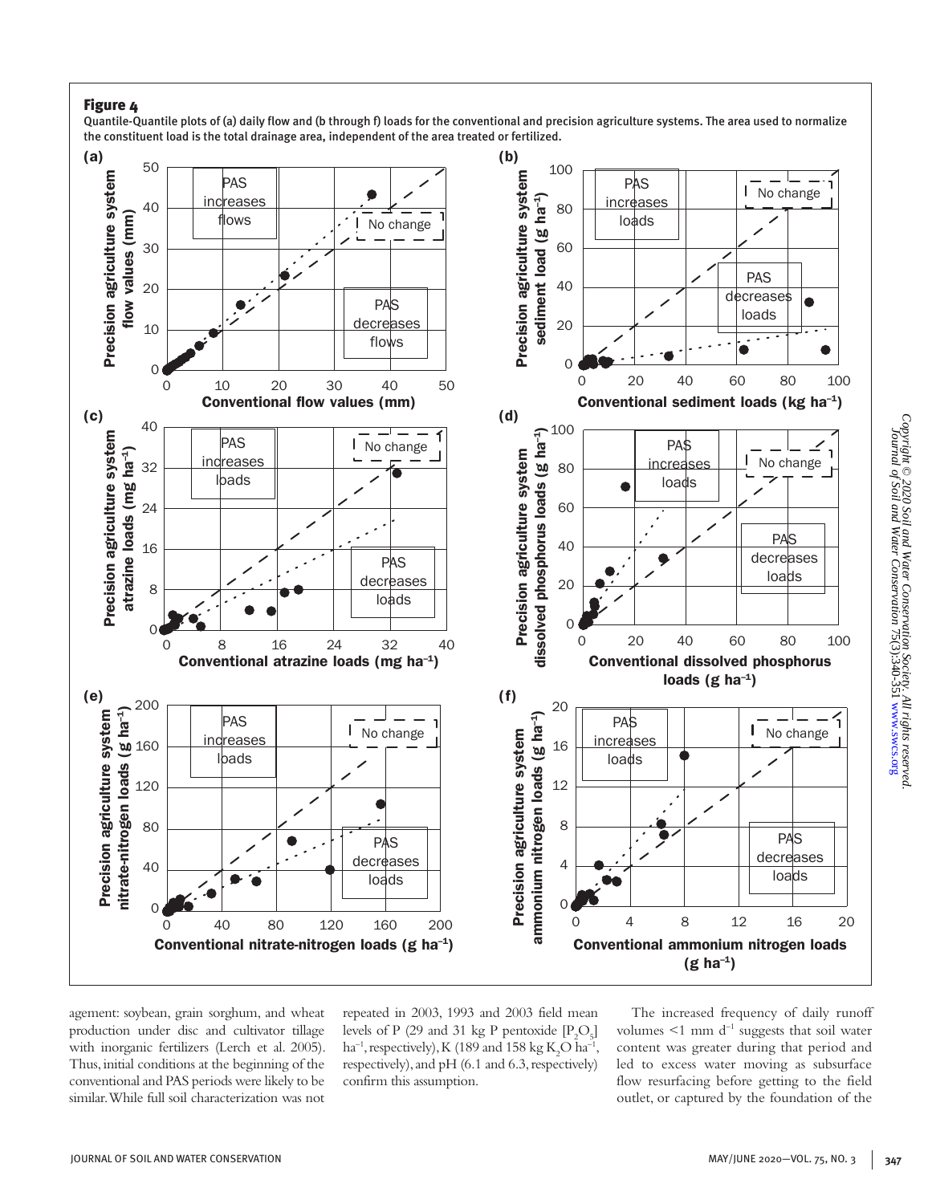**Figure 4**

Quantile-Quantile plots of (a) daily flow and (b through f) loads for the conventional and precision agriculture systems. The area used to normalize the constituent load is the total drainage area, independent of the area treated or fertilized.

agement: soybean, grain sorghum, and wheat production under disc and cultivator tillage with inorganic fertilizers (Lerch et al. 2005). Thus, initial conditions at the beginning of the conventional and PAS periods were likely to be similar. While full soil characterization was not repeated in 2003, 1993 and 2003 field mean levels of P (29 and 31 kg P pentoxide [$P_2O_5$] ha$^{-1}$, respectively), K (189 and 158 kg $K_2O$ ha$^{-1}$, respectively), and pH (6.1 and 6.3, respectively) confirm this assumption.

The increased frequency of daily runoff volumes <1 mm d$^{-1}$ suggests that soil water content was greater during that period and led to excess water moving as subsurface flow resurfacing before getting to the field outlet, or captured by the foundation of the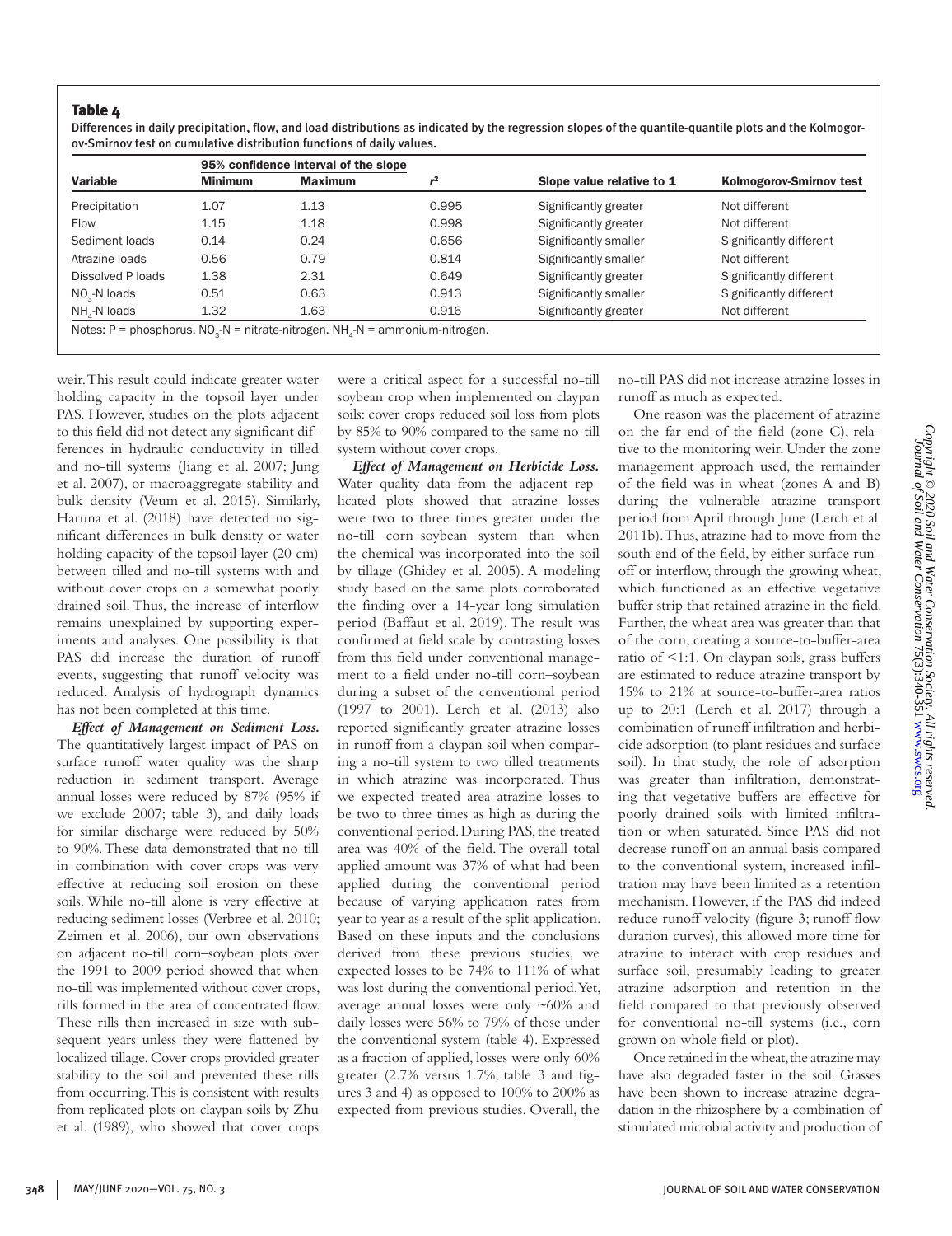**Table 4**

Differences in daily precipitation, flow, and load distributions as indicated by the regression slopes of the quantile-quantile plots and the Kolmogorov-Smirnov test on cumulative distribution functions of daily values.

| Variable | 95% confidence interval of the slope | | $r^2$ | Slope value relative to 1 | Kolmogorov-Smirnov test |
|---|---|---|---|---|---|
| | Minimum | Maximum | | | |
| Precipitation | 1.07 | 1.13 | 0.995 | Significantly greater | Not different |
| Flow | 1.15 | 1.18 | 0.998 | Significantly greater | Not different |
| Sediment loads | 0.14 | 0.24 | 0.656 | Significantly smaller | Significantly different |
| Atrazine loads | 0.56 | 0.79 | 0.814 | Significantly smaller | Not different |
| Dissolved P loads | 1.38 | 2.31 | 0.649 | Significantly greater | Significantly different |
| $NO_3$-N loads | 0.51 | 0.63 | 0.913 | Significantly smaller | Significantly different |
| $NH_4$-N loads | 1.32 | 1.63 | 0.916 | Significantly greater | Not different |

Notes: P = phosphorus. $NO_3$-N = nitrate-nitrogen. $NH_4$-N = ammonium-nitrogen.

weir. This result could indicate greater water holding capacity in the topsoil layer under PAS. However, studies on the plots adjacent to this field did not detect any significant differences in hydraulic conductivity in tilled and no-till systems (Jiang et al. 2007; Jung et al. 2007), or macroaggregate stability and bulk density (Veum et al. 2015). Similarly, Haruna et al. (2018) have detected no significant differences in bulk density or water holding capacity of the topsoil layer (20 cm) between tilled and no-till systems with and without cover crops on a somewhat poorly drained soil. Thus, the increase of interflow remains unexplained by supporting experiments and analyses. One possibility is that PAS did increase the duration of runoff events, suggesting that runoff velocity was reduced. Analysis of hydrograph dynamics has not been completed at this time.

***Effect of Management on Sediment Loss.*** The quantitatively largest impact of PAS on surface runoff water quality was the sharp reduction in sediment transport. Average annual losses were reduced by 87% (95% if we exclude 2007; table 3), and daily loads for similar discharge were reduced by 50% to 90%. These data demonstrated that no-till in combination with cover crops was very effective at reducing soil erosion on these soils. While no-till alone is very effective at reducing sediment losses (Verbree et al. 2010; Zeimen et al. 2006), our own observations on adjacent no-till corn–soybean plots over the 1991 to 2009 period showed that when no-till was implemented without cover crops, rills formed in the area of concentrated flow. These rills then increased in size with subsequent years unless they were flattened by localized tillage. Cover crops provided greater stability to the soil and prevented these rills from occurring. This is consistent with results from replicated plots on claypan soils by Zhu et al. (1989), who showed that cover crops were a critical aspect for a successful no-till soybean crop when implemented on claypan soils: cover crops reduced soil loss from plots by 85% to 90% compared to the same no-till system without cover crops.

***Effect of Management on Herbicide Loss.*** Water quality data from the adjacent replicated plots showed that atrazine losses were two to three times greater under the no-till corn–soybean system than when the chemical was incorporated into the soil by tillage (Ghidey et al. 2005). A modeling study based on the same plots corroborated the finding over a 14-year long simulation period (Baffaut et al. 2019). The result was confirmed at field scale by contrasting losses from this field under conventional management to a field under no-till corn–soybean during a subset of the conventional period (1997 to 2001). Lerch et al. (2013) also reported significantly greater atrazine losses in runoff from a claypan soil when comparing a no-till system to two tilled treatments in which atrazine was incorporated. Thus we expected treated area atrazine losses to be two to three times as high as during the conventional period. During PAS, the treated area was 40% of the field. The overall total applied amount was 37% of what had been applied during the conventional period because of varying application rates from year to year as a result of the split application. Based on these inputs and the conclusions derived from these previous studies, we expected losses to be 74% to 111% of what was lost during the conventional period. Yet, average annual losses were only ~60% and daily losses were 56% to 79% of those under the conventional system (table 4). Expressed as a fraction of applied, losses were only 60% greater (2.7% versus 1.7%; table 3 and figures 3 and 4) as opposed to 100% to 200% as expected from previous studies. Overall, the no-till PAS did not increase atrazine losses in runoff as much as expected.

One reason was the placement of atrazine on the far end of the field (zone C), relative to the monitoring weir. Under the zone management approach used, the remainder of the field was in wheat (zones A and B) during the vulnerable atrazine transport period from April through June (Lerch et al. 2011b). Thus, atrazine had to move from the south end of the field, by either surface runoff or interflow, through the growing wheat, which functioned as an effective vegetative buffer strip that retained atrazine in the field. Further, the wheat area was greater than that of the corn, creating a source-to-buffer-area ratio of <1:1. On claypan soils, grass buffers are estimated to reduce atrazine transport by 15% to 21% at source-to-buffer-area ratios up to 20:1 (Lerch et al. 2017) through a combination of runoff infiltration and herbicide adsorption (to plant residues and surface soil). In that study, the role of adsorption was greater than infiltration, demonstrating that vegetative buffers are effective for poorly drained soils with limited infiltration or when saturated. Since PAS did not decrease runoff on an annual basis compared to the conventional system, increased infiltration may have been limited as a retention mechanism. However, if the PAS did indeed reduce runoff velocity (figure 3; runoff flow duration curves), this allowed more time for atrazine to interact with crop residues and surface soil, presumably leading to greater atrazine adsorption and retention in the field compared to that previously observed for conventional no-till systems (i.e., corn grown on whole field or plot).

Once retained in the wheat, the atrazine may have also degraded faster in the soil. Grasses have been shown to increase atrazine degradation in the rhizosphere by a combination of stimulated microbial activity and production of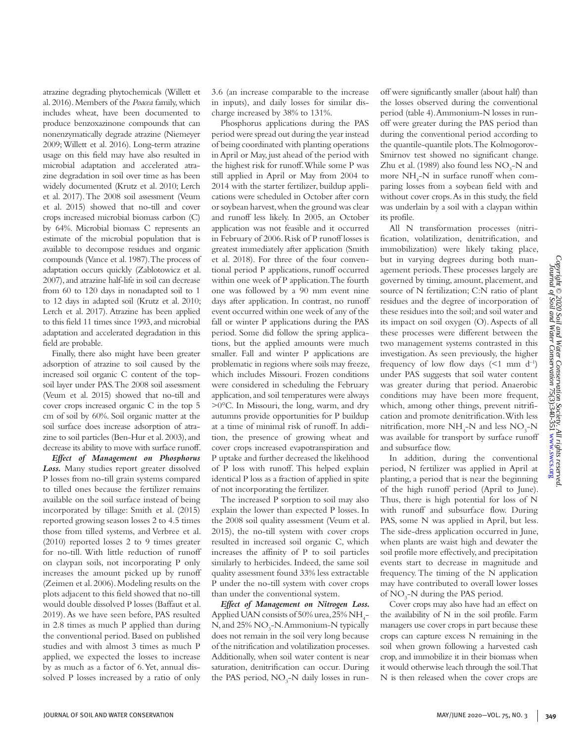atrazine degrading phytochemicals (Willett et al. 2016). Members of the *Poacea* family, which includes wheat, have been documented to produce benzoxazinone compounds that can nonenzymatically degrade atrazine (Niemeyer 2009; Willett et al. 2016). Long-term atrazine usage on this field may have also resulted in microbial adaptation and accelerated atrazine degradation in soil over time as has been widely documented (Krutz et al. 2010; Lerch et al. 2017). The 2008 soil assessment (Veum et al. 2015) showed that no-till and cover crops increased microbial biomass carbon (C) by 64%. Microbial biomass C represents an estimate of the microbial population that is available to decompose residues and organic compounds (Vance et al. 1987). The process of adaptation occurs quickly (Zablotowicz et al. 2007), and atrazine half-life in soil can decrease from 60 to 120 days in nonadapted soil to 1 to 12 days in adapted soil (Krutz et al. 2010; Lerch et al. 2017). Atrazine has been applied to this field 11 times since 1993, and microbial adaptation and accelerated degradation in this field are probable.

Finally, there also might have been greater adsorption of atrazine to soil caused by the increased soil organic C content of the topsoil layer under PAS. The 2008 soil assessment (Veum et al. 2015) showed that no-till and cover crops increased organic C in the top 5 cm of soil by 60%. Soil organic matter at the soil surface does increase adsorption of atrazine to soil particles (Ben-Hur et al. 2003), and decrease its ability to move with surface runoff.

***Effect of Management on Phosphorus Loss.*** Many studies report greater dissolved P losses from no-till grain systems compared to tilled ones because the fertilizer remains available on the soil surface instead of being incorporated by tillage: Smith et al. (2015) reported growing season losses 2 to 4.5 times those from tilled systems, and Verbree et al. (2010) reported losses 2 to 9 times greater for no-till. With little reduction of runoff on claypan soils, not incorporating P only increases the amount picked up by runoff (Zeimen et al. 2006). Modeling results on the plots adjacent to this field showed that no-till would double dissolved P losses (Baffaut et al. 2019). As we have seen before, PAS resulted in 2.8 times as much P applied than during the conventional period. Based on published studies and with almost 3 times as much P applied, we expected the losses to increase by as much as a factor of 6. Yet, annual dissolved P losses increased by a ratio of only 3.6 (an increase comparable to the increase in inputs), and daily losses for similar discharge increased by 38% to 131%.

Phosphorus applications during the PAS period were spread out during the year instead of being coordinated with planting operations in April or May, just ahead of the period with the highest risk for runoff. While some P was still applied in April or May from 2004 to 2014 with the starter fertilizer, buildup applications were scheduled in October after corn or soybean harvest, when the ground was clear and runoff less likely. In 2005, an October application was not feasible and it occurred in February of 2006. Risk of P runoff losses is greatest immediately after application (Smith et al. 2018). For three of the four conventional period P applications, runoff occurred within one week of P application. The fourth one was followed by a 90 mm event nine days after application. In contrast, no runoff event occurred within one week of any of the fall or winter P applications during the PAS period. Some did follow the spring applications, but the applied amounts were much smaller. Fall and winter P applications are problematic in regions where soils may freeze, which includes Missouri. Frozen conditions were considered in scheduling the February application, and soil temperatures were always >0°C. In Missouri, the long, warm, and dry autumns provide opportunities for P buildup at a time of minimal risk of runoff. In addition, the presence of growing wheat and cover crops increased evapotranspiration and P uptake and further decreased the likelihood of P loss with runoff. This helped explain identical P loss as a fraction of applied in spite of not incorporating the fertilizer.

The increased P sorption to soil may also explain the lower than expected P losses. In the 2008 soil quality assessment (Veum et al. 2015), the no-till system with cover crops resulted in increased soil organic C, which increases the affinity of P to soil particles similarly to herbicides. Indeed, the same soil quality assessment found 33% less extractable P under the no-till system with cover crops than under the conventional system.

***Effect of Management on Nitrogen Loss.*** Applied UAN consists of 50% urea, 25% $NH_4$-N, and 25% $NO_3$-N. Ammonium-N typically does not remain in the soil very long because of the nitrification and volatilization processes. Additionally, when soil water content is near saturation, denitrification can occur. During the PAS period, $NO_3$-N daily losses in runoff were significantly smaller (about half) than the losses observed during the conventional period (table 4). Ammonium-N losses in runoff were greater during the PAS period than during the conventional period according to the quantile-quantile plots. The Kolmogorov-Smirnov test showed no significant change. Zhu et al. (1989) also found less $NO_3$-N and more $NH_4$-N in surface runoff when comparing losses from a soybean field with and without cover crops. As in this study, the field was underlain by a soil with a claypan within its profile.

All N transformation processes (nitrification, volatilization, denitrification, and immobilization) were likely taking place, but in varying degrees during both management periods. These processes largely are governed by timing, amount, placement, and source of N fertilization; C:N ratio of plant residues and the degree of incorporation of these residues into the soil; and soil water and its impact on soil oxygen (O). Aspects of all these processes were different between the two management systems contrasted in this investigation. As seen previously, the higher frequency of low flow days (<1 mm $d^{-1}$) under PAS suggests that soil water content was greater during that period. Anaerobic conditions may have been more frequent, which, among other things, prevent nitrification and promote denitrification. With less nitrification, more $NH_4$-N and less $NO_3$-N was available for transport by surface runoff and subsurface flow.

In addition, during the conventional period, N fertilizer was applied in April at planting, a period that is near the beginning of the high runoff period (April to June). Thus, there is high potential for loss of N with runoff and subsurface flow. During PAS, some N was applied in April, but less. The side-dress application occurred in June, when plants are waist high and dewater the soil profile more effectively, and precipitation events start to decrease in magnitude and frequency. The timing of the N application may have contributed to overall lower losses of $NO_3$-N during the PAS period.

Cover crops may also have had an effect on the availability of N in the soil profile. Farm managers use cover crops in part because these crops can capture excess N remaining in the soil when grown following a harvested cash crop, and immobilize it in their biomass when it would otherwise leach through the soil. That N is then released when the cover crops are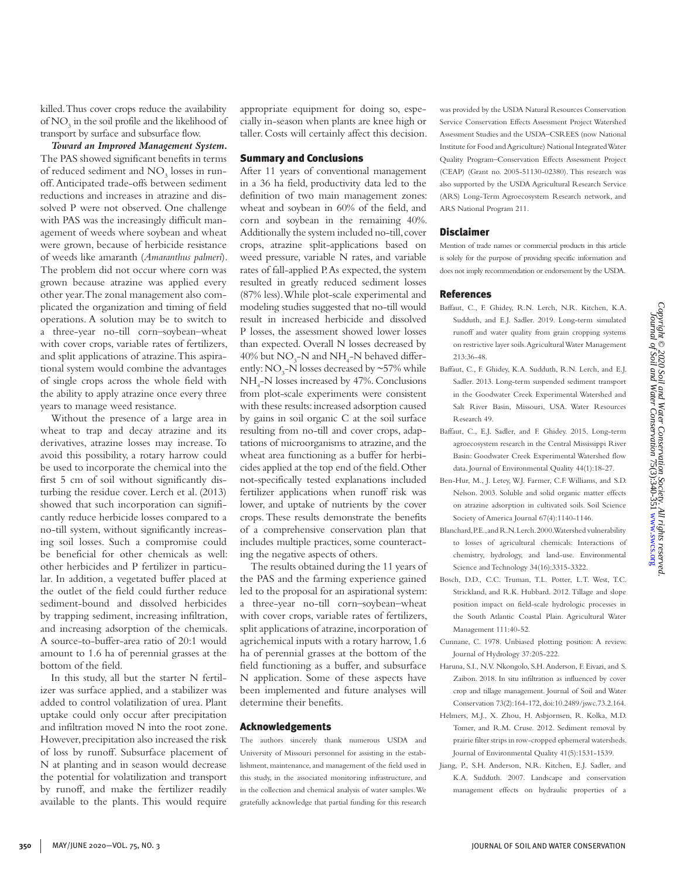killed. Thus cover crops reduce the availability of $NO_3$ in the soil profile and the likelihood of transport by surface and subsurface flow.

***Toward an Improved Management System.*** The PAS showed significant benefits in terms of reduced sediment and $NO_3$ losses in runoff. Anticipated trade-offs between sediment reductions and increases in atrazine and dissolved P were not observed. One challenge with PAS was the increasingly difficult management of weeds where soybean and wheat were grown, because of herbicide resistance of weeds like amaranth (*Amaranthus palmeri*). The problem did not occur where corn was grown because atrazine was applied every other year. The zonal management also complicated the organization and timing of field operations. A solution may be to switch to a three-year no-till corn–soybean–wheat with cover crops, variable rates of fertilizers, and split applications of atrazine. This aspirational system would combine the advantages of single crops across the whole field with the ability to apply atrazine once every three years to manage weed resistance.

Without the presence of a large area in wheat to trap and decay atrazine and its derivatives, atrazine losses may increase. To avoid this possibility, a rotary harrow could be used to incorporate the chemical into the first 5 cm of soil without significantly disturbing the residue cover. Lerch et al. (2013) showed that such incorporation can significantly reduce herbicide losses compared to a no-till system, without significantly increasing soil losses. Such a compromise could be beneficial for other chemicals as well: other herbicides and P fertilizer in particular. In addition, a vegetated buffer placed at the outlet of the field could further reduce sediment-bound and dissolved herbicides by trapping sediment, increasing infiltration, and increasing adsorption of the chemicals. A source-to-buffer-area ratio of 20:1 would amount to 1.6 ha of perennial grasses at the bottom of the field.

In this study, all but the starter N fertilizer was surface applied, and a stabilizer was added to control volatilization of urea. Plant uptake could only occur after precipitation and infiltration moved N into the root zone. However, precipitation also increased the risk of loss by runoff. Subsurface placement of N at planting and in season would decrease the potential for volatilization and transport by runoff, and make the fertilizer readily available to the plants. This would require appropriate equipment for doing so, especially in-season when plants are knee high or taller. Costs will certainly affect this decision.

## Summary and Conclusions

After 11 years of conventional management in a 36 ha field, productivity data led to the definition of two main management zones: wheat and soybean in 60% of the field, and corn and soybean in the remaining 40%. Additionally the system included no-till, cover crops, atrazine split-applications based on weed pressure, variable N rates, and variable rates of fall-applied P. As expected, the system resulted in greatly reduced sediment losses (87% less). While plot-scale experimental and modeling studies suggested that no-till would result in increased herbicide and dissolved P losses, the assessment showed lower losses than expected. Overall N losses decreased by 40% but $NO_3$-N and $NH_4$-N behaved differently: $NO_3$-N losses decreased by ~57% while $NH_4$-N losses increased by 47%. Conclusions from plot-scale experiments were consistent with these results: increased adsorption caused by gains in soil organic C at the soil surface resulting from no-till and cover crops, adaptations of microorganisms to atrazine, and the wheat area functioning as a buffer for herbicides applied at the top end of the field. Other not-specifically tested explanations included fertilizer applications when runoff risk was lower, and uptake of nutrients by the cover crops. These results demonstrate the benefits of a comprehensive conservation plan that includes multiple practices, some counteracting the negative aspects of others.

The results obtained during the 11 years of the PAS and the farming experience gained led to the proposal for an aspirational system: a three-year no-till corn–soybean–wheat with cover crops, variable rates of fertilizers, split applications of atrazine, incorporation of agrichemical inputs with a rotary harrow, 1.6 ha of perennial grasses at the bottom of the field functioning as a buffer, and subsurface N application. Some of these aspects have been implemented and future analyses will determine their benefits.

## Acknowledgements

The authors sincerely thank numerous USDA and University of Missouri personnel for assisting in the establishment, maintenance, and management of the field used in this study, in the associated monitoring infrastructure, and in the collection and chemical analysis of water samples. We gratefully acknowledge that partial funding for this research was provided by the USDA Natural Resources Conservation Service Conservation Effects Assessment Project Watershed Assessment Studies and the USDA–CSREES (now National Institute for Food and Agriculture) National Integrated Water Quality Program–Conservation Effects Assessment Project (CEAP) (Grant no. 2005-51130-02380). This research was also supported by the USDA Agricultural Research Service (ARS) Long-Term Agroecosystem Research network, and ARS National Program 211.

## Disclaimer

Mention of trade names or commercial products in this article is solely for the purpose of providing specific information and does not imply recommendation or endorsement by the USDA.

## References

Baffaut, C., F. Ghidey, R.N. Lerch, N.R. Kitchen, K.A. Sudduth, and E.J. Sadler. 2019. Long-term simulated runoff and water quality from grain cropping systems on restrictive layer soils. Agricultural Water Management 213:36-48.

Baffaut, C., F. Ghidey, K.A. Sudduth, R.N. Lerch, and E.J. Sadler. 2013. Long-term suspended sediment transport in the Goodwater Creek Experimental Watershed and Salt River Basin, Missouri, USA. Water Resources Research 49.

Baffaut, C., E.J. Sadler, and F. Ghidey. 2015. Long-term agroecosystem research in the Central Mississippi River Basin: Goodwater Creek Experimental Watershed flow data. Journal of Environmental Quality 44(1):18-27.

Ben-Hur, M., J. Letey, W.J. Farmer, C.F. Williams, and S.D. Nelson. 2003. Soluble and solid organic matter effects on atrazine adsorption in cultivated soils. Soil Science Society of America Journal 67(4):1140-1146.

Blanchard, P.E., and R.N. Lerch. 2000. Watershed vulnerability to losses of agricultural chemicals: Interactions of chemistry, hydrology, and land-use. Environmental Science and Technology 34(16):3315-3322.

Bosch, D.D., C.C. Truman, T.L. Potter, L.T. West, T.C. Strickland, and R.K. Hubbard. 2012. Tillage and slope position impact on field-scale hydrologic processes in the South Atlantic Coastal Plain. Agricultural Water Management 111:40-52.

Cunnane, C. 1978. Unbiased plotting position: A review. Journal of Hydrology 37:205-222.

Haruna, S.I., N.V. Nkongolo, S.H. Anderson, F. Eivazi, and S. Zaibon. 2018. In situ infiltration as influenced by cover crop and tillage management. Journal of Soil and Water Conservation 73(2):164-172, doi:10.2489/jswc.73.2.164.

Helmers, M.J., X. Zhou, H. Asbjornsen, R. Kolka, M.D. Tomer, and R.M. Cruse. 2012. Sediment removal by prairie filter strips in row-cropped ephemeral watersheds. Journal of Environmental Quality 41(5):1531-1539.

Jiang, P., S.H. Anderson, N.R. Kitchen, E.J. Sadler, and K.A. Sudduth. 2007. Landscape and conservation management effects on hydraulic properties of a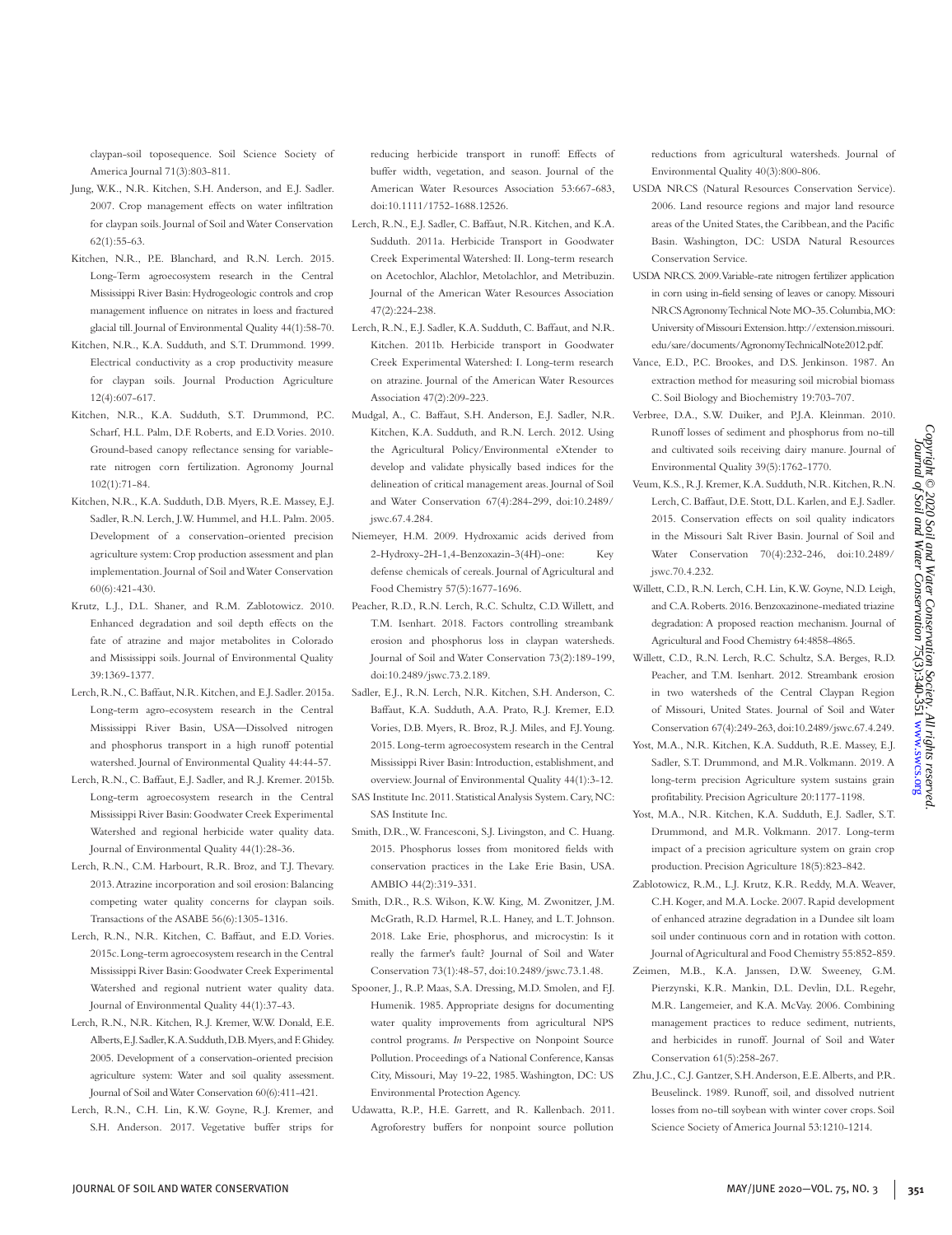claypan-soil toposequence. Soil Science Society of America Journal 71(3):803-811.

Jung, W.K., N.R. Kitchen, S.H. Anderson, and E.J. Sadler. 2007. Crop management effects on water infiltration for claypan soils. Journal of Soil and Water Conservation 62(1):55-63.

Kitchen, N.R., P.E. Blanchard, and R.N. Lerch. 2015. Long-Term agroecosystem research in the Central Mississippi River Basin: Hydrogeologic controls and crop management influence on nitrates in loess and fractured glacial till. Journal of Environmental Quality 44(1):58-70.

Kitchen, N.R., K.A. Sudduth, and S.T. Drummond. 1999. Electrical conductivity as a crop productivity measure for claypan soils. Journal Production Agriculture 12(4):607-617.

Kitchen, N.R., K.A. Sudduth, S.T. Drummond, P.C. Scharf, H.L. Palm, D.F. Roberts, and E.D. Vories. 2010. Ground-based canopy reflectance sensing for variable-rate nitrogen corn fertilization. Agronomy Journal 102(1):71-84.

Kitchen, N.R., K.A. Sudduth, D.B. Myers, R.E. Massey, E.J. Sadler, R.N. Lerch, J.W. Hummel, and H.L. Palm. 2005. Development of a conservation-oriented precision agriculture system: Crop production assessment and plan implementation. Journal of Soil and Water Conservation 60(6):421-430.

Krutz, L.J., D.L. Shaner, and R.M. Zablotowicz. 2010. Enhanced degradation and soil depth effects on the fate of atrazine and major metabolites in Colorado and Mississippi soils. Journal of Environmental Quality 39:1369-1377.

Lerch, R.N., C. Baffaut, N.R. Kitchen, and E.J. Sadler. 2015a. Long-term agro-ecosystem research in the Central Mississippi River Basin, USA—Dissolved nitrogen and phosphorus transport in a high runoff potential watershed. Journal of Environmental Quality 44:44-57.

Lerch, R.N., C. Baffaut, E.J. Sadler, and R.J. Kremer. 2015b. Long-term agroecosystem research in the Central Mississippi River Basin: Goodwater Creek Experimental Watershed and regional herbicide water quality data. Journal of Environmental Quality 44(1):28-36.

Lerch, R.N., C.M. Harbourt, R.R. Broz, and T.J. Thevary. 2013. Atrazine incorporation and soil erosion: Balancing competing water quality concerns for claypan soils. Transactions of the ASABE 56(6):1305-1316.

Lerch, R.N., N.R. Kitchen, C. Baffaut, and E.D. Vories. 2015c. Long-term agroecosystem research in the Central Mississippi River Basin: Goodwater Creek Experimental Watershed and regional nutrient water quality data. Journal of Environmental Quality 44(1):37-43.

Lerch, R.N., N.R. Kitchen, R.J. Kremer, W.W. Donald, E.E. Alberts, E.J. Sadler, K.A. Sudduth, D.B. Myers, and F. Ghidey. 2005. Development of a conservation-oriented precision agriculture system: Water and soil quality assessment. Journal of Soil and Water Conservation 60(6):411-421.

Lerch, R.N., C.H. Lin, K.W. Goyne, R.J. Kremer, and S.H. Anderson. 2017. Vegetative buffer strips for reducing herbicide transport in runoff: Effects of buffer width, vegetation, and season. Journal of the American Water Resources Association 53:667-683, doi:10.1111/1752-1688.12526.

Lerch, R.N., E.J. Sadler, C. Baffaut, N.R. Kitchen, and K.A. Sudduth. 2011a. Herbicide Transport in Goodwater Creek Experimental Watershed: II. Long-term research on Acetochlor, Alachlor, Metolachlor, and Metribuzin. Journal of the American Water Resources Association 47(2):224-238.

Lerch, R.N., E.J. Sadler, K.A. Sudduth, C. Baffaut, and N.R. Kitchen. 2011b. Herbicide transport in Goodwater Creek Experimental Watershed: I. Long-term research on atrazine. Journal of the American Water Resources Association 47(2):209-223.

Mudgal, A., C. Baffaut, S.H. Anderson, E.J. Sadler, N.R. Kitchen, K.A. Sudduth, and R.N. Lerch. 2012. Using the Agricultural Policy/Environmental eXtender to develop and validate physically based indices for the delineation of critical management areas. Journal of Soil and Water Conservation 67(4):284-299, doi:10.2489/jswc.67.4.284.

Niemeyer, H.M. 2009. Hydroxamic acids derived from 2-Hydroxy-2H-1,4-Benzoxazin-3(4H)-one: Key defense chemicals of cereals. Journal of Agricultural and Food Chemistry 57(5):1677-1696.

Peacher, R.D., R.N. Lerch, R.C. Schultz, C.D. Willett, and T.M. Isenhart. 2018. Factors controlling streambank erosion and phosphorus loss in claypan watersheds. Journal of Soil and Water Conservation 73(2):189-199, doi:10.2489/jswc.73.2.189.

Sadler, E.J., R.N. Lerch, N.R. Kitchen, S.H. Anderson, C. Baffaut, K.A. Sudduth, A.A. Prato, R.J. Kremer, E.D. Vories, D.B. Myers, R. Broz, R.J. Miles, and F.J. Young. 2015. Long-term agroecosystem research in the Central Mississippi River Basin: Introduction, establishment, and overview. Journal of Environmental Quality 44(1):3-12.

SAS Institute Inc. 2011. Statistical Analysis System. Cary, NC: SAS Institute Inc.

Smith, D.R., W. Francesconi, S.J. Livingston, and C. Huang. 2015. Phosphorus losses from monitored fields with conservation practices in the Lake Erie Basin, USA. AMBIO 44(2):319-331.

Smith, D.R., R.S. Wilson, K.W. King, M. Zwonitzer, J.M. McGrath, R.D. Harmel, R.L. Haney, and L.T. Johnson. 2018. Lake Erie, phosphorus, and microcystin: Is it really the farmer's fault? Journal of Soil and Water Conservation 73(1):48-57, doi:10.2489/jswc.73.1.48.

Spooner, J., R.P. Maas, S.A. Dressing, M.D. Smolen, and F.J. Humenik. 1985. Appropriate designs for documenting water quality improvements from agricultural NPS control programs. *In* Perspective on Nonpoint Source Pollution. Proceedings of a National Conference, Kansas City, Missouri, May 19-22, 1985. Washington, DC: US Environmental Protection Agency.

Udawatta, R.P., H.E. Garrett, and R. Kallenbach. 2011. Agroforestry buffers for nonpoint source pollution reductions from agricultural watersheds. Journal of Environmental Quality 40(3):800-806.

USDA NRCS (Natural Resources Conservation Service). 2006. Land resource regions and major land resource areas of the United States, the Caribbean, and the Pacific Basin. Washington, DC: USDA Natural Resources Conservation Service.

USDA NRCS. 2009. Variable-rate nitrogen fertilizer application in corn using in-field sensing of leaves or canopy. Missouri NRCS Agronomy Technical Note MO-35. Columbia, MO: University of Missouri Extension. http://extension.missouri.edu/sare/documents/AgronomyTechnicalNote2012.pdf.

Vance, E.D., P.C. Brookes, and D.S. Jenkinson. 1987. An extraction method for measuring soil microbial biomass C. Soil Biology and Biochemistry 19:703-707.

Verbree, D.A., S.W. Duiker, and P.J.A. Kleinman. 2010. Runoff losses of sediment and phosphorus from no-till and cultivated soils receiving dairy manure. Journal of Environmental Quality 39(5):1762-1770.

Veum, K.S., R.J. Kremer, K.A. Sudduth, N.R. Kitchen, R.N. Lerch, C. Baffaut, D.E. Stott, D.L. Karlen, and E.J. Sadler. 2015. Conservation effects on soil quality indicators in the Missouri Salt River Basin. Journal of Soil and Water Conservation 70(4):232-246, doi:10.2489/jswc.70.4.232.

Willett, C.D., R.N. Lerch, C.H. Lin, K.W. Goyne, N.D. Leigh, and C.A. Roberts. 2016. Benzoxazinone-mediated triazine degradation: A proposed reaction mechanism. Journal of Agricultural and Food Chemistry 64:4858-4865.

Willett, C.D., R.N. Lerch, R.C. Schultz, S.A. Berges, R.D. Peacher, and T.M. Isenhart. 2012. Streambank erosion in two watersheds of the Central Claypan Region of Missouri, United States. Journal of Soil and Water Conservation 67(4):249-263, doi:10.2489/jswc.67.4.249.

Yost, M.A., N.R. Kitchen, K.A. Sudduth, R.E. Massey, E.J. Sadler, S.T. Drummond, and M.R. Volkmann. 2019. A long-term precision Agriculture system sustains grain profitability. Precision Agriculture 20:1177-1198.

Yost, M.A., N.R. Kitchen, K.A. Sudduth, E.J. Sadler, S.T. Drummond, and M.R. Volkmann. 2017. Long-term impact of a precision agriculture system on grain crop production. Precision Agriculture 18(5):823-842.

Zablotowicz, R.M., L.J. Krutz, K.R. Reddy, M.A. Weaver, C.H. Koger, and M.A. Locke. 2007. Rapid development of enhanced atrazine degradation in a Dundee silt loam soil under continuous corn and in rotation with cotton. Journal of Agricultural and Food Chemistry 55:852-859.

Zeimen, M.B., K.A. Janssen, D.W. Sweeney, G.M. Pierzynski, K.R. Mankin, D.L. Devlin, D.L. Regehr, M.R. Langemeier, and K.A. McVay. 2006. Combining management practices to reduce sediment, nutrients, and herbicides in runoff. Journal of Soil and Water Conservation 61(5):258-267.

Zhu, J.C., C.J. Gantzer, S.H. Anderson, E.E. Alberts, and P.R. Beuselinck. 1989. Runoff, soil, and dissolved nutrient losses from no-till soybean with winter cover crops. Soil Science Society of America Journal 53:1210-1214.